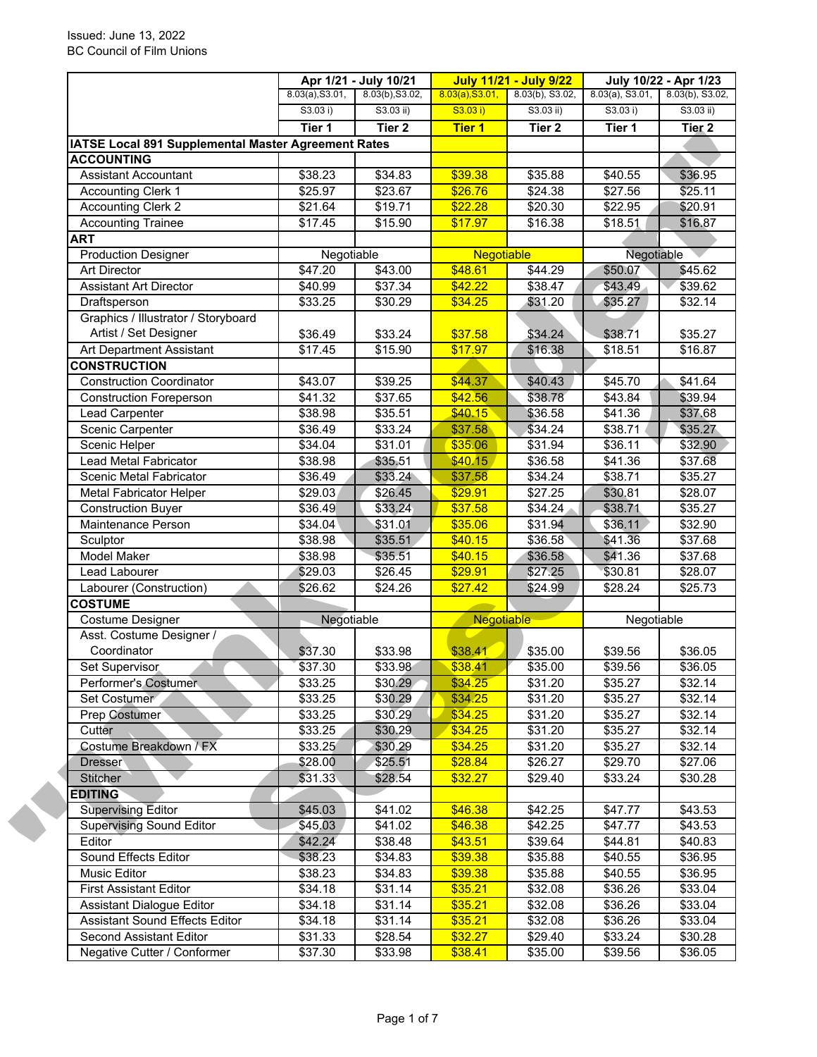Issued: June 13, 2022
BC Council of Film Unions

| | Apr 1/21 - July 10/21 | | July 11/21 - July 9/22 | | July 10/22 - Apr 1/23 | |
|---|---|---|---|---|---|---|
| | 8.03(a),S3.01, S3.03 i) | 8.03(b),S3.02, S3.03 ii) | 8.03(a),S3.01, S3.03 i) | 8.03(b), S3.02, S3.03 ii) | 8.03(a), S3.01, S3.03 i) | 8.03(b), S3.02, S3.03 ii) |
| | Tier 1 | Tier 2 | Tier 1 | Tier 2 | Tier 1 | Tier 2 |
| **IATSE Local 891 Supplemental Master Agreement Rates** | | | | | | |
| **ACCOUNTING** | | | | | | |
| Assistant Accountant | $38.23 | $34.83 | $39.38 | $35.88 | $40.55 | $36.95 |
| Accounting Clerk 1 | $25.97 | $23.67 | $26.76 | $24.38 | $27.56 | $25.11 |
| Accounting Clerk 2 | $21.64 | $19.71 | $22.28 | $20.30 | $22.95 | $20.91 |
| Accounting Trainee | $17.45 | $15.90 | $17.97 | $16.38 | $18.51 | $16.87 |
| **ART** | | | | | | |
| Production Designer | Negotiable | | Negotiable | | Negotiable | |
| Art Director | $47.20 | $43.00 | $48.61 | $44.29 | $50.07 | $45.62 |
| Assistant Art Director | $40.99 | $37.34 | $42.22 | $38.47 | $43.49 | $39.62 |
| Draftsperson | $33.25 | $30.29 | $34.25 | $31.20 | $35.27 | $32.14 |
| Graphics / Illustrator / Storyboard Artist / Set Designer | $36.49 | $33.24 | $37.58 | $34.24 | $38.71 | $35.27 |
| Art Department Assistant | $17.45 | $15.90 | $17.97 | $16.38 | $18.51 | $16.87 |
| **CONSTRUCTION** | | | | | | |
| Construction Coordinator | $43.07 | $39.25 | $44.37 | $40.43 | $45.70 | $41.64 |
| Construction Foreperson | $41.32 | $37.65 | $42.56 | $38.78 | $43.84 | $39.94 |
| Lead Carpenter | $38.98 | $35.51 | $40.15 | $36.58 | $41.36 | $37.68 |
| Scenic Carpenter | $36.49 | $33.24 | $37.58 | $34.24 | $38.71 | $35.27 |
| Scenic Helper | $34.04 | $31.01 | $35.06 | $31.94 | $36.11 | $32.90 |
| Lead Metal Fabricator | $38.98 | $35.51 | $40.15 | $36.58 | $41.36 | $37.68 |
| Scenic Metal Fabricator | $36.49 | $33.24 | $37.58 | $34.24 | $38.71 | $35.27 |
| Metal Fabricator Helper | $29.03 | $26.45 | $29.91 | $27.25 | $30.81 | $28.07 |
| Construction Buyer | $36.49 | $33.24 | $37.58 | $34.24 | $38.71 | $35.27 |
| Maintenance Person | $34.04 | $31.01 | $35.06 | $31.94 | $36.11 | $32.90 |
| Sculptor | $38.98 | $35.51 | $40.15 | $36.58 | $41.36 | $37.68 |
| Model Maker | $38.98 | $35.51 | $40.15 | $36.58 | $41.36 | $37.68 |
| Lead Labourer | $29.03 | $26.45 | $29.91 | $27.25 | $30.81 | $28.07 |
| Labourer (Construction) | $26.62 | $24.26 | $27.42 | $24.99 | $28.24 | $25.73 |
| **COSTUME** | | | | | | |
| Costume Designer | Negotiable | | Negotiable | | Negotiable | |
| Asst. Costume Designer / Coordinator | $37.30 | $33.98 | $38.41 | $35.00 | $39.56 | $36.05 |
| Set Supervisor | $37.30 | $33.98 | $38.41 | $35.00 | $39.56 | $36.05 |
| Performer's Costumer | $33.25 | $30.29 | $34.25 | $31.20 | $35.27 | $32.14 |
| Set Costumer | $33.25 | $30.29 | $34.25 | $31.20 | $35.27 | $32.14 |
| Prep Costumer | $33.25 | $30.29 | $34.25 | $31.20 | $35.27 | $32.14 |
| Cutter | $33.25 | $30.29 | $34.25 | $31.20 | $35.27 | $32.14 |
| Costume Breakdown / FX | $33.25 | $30.29 | $34.25 | $31.20 | $35.27 | $32.14 |
| Dresser | $28.00 | $25.51 | $28.84 | $26.27 | $29.70 | $27.06 |
| Stitcher | $31.33 | $28.54 | $32.27 | $29.40 | $33.24 | $30.28 |
| **EDITING** | | | | | | |
| Supervising Editor | $45.03 | $41.02 | $46.38 | $42.25 | $47.77 | $43.53 |
| Supervising Sound Editor | $45.03 | $41.02 | $46.38 | $42.25 | $47.77 | $43.53 |
| Editor | $42.24 | $38.48 | $43.51 | $39.64 | $44.81 | $40.83 |
| Sound Effects Editor | $38.23 | $34.83 | $39.38 | $35.88 | $40.55 | $36.95 |
| Music Editor | $38.23 | $34.83 | $39.38 | $35.88 | $40.55 | $36.95 |
| First Assistant Editor | $34.18 | $31.14 | $35.21 | $32.08 | $36.26 | $33.04 |
| Assistant Dialogue Editor | $34.18 | $31.14 | $35.21 | $32.08 | $36.26 | $33.04 |
| Assistant Sound Effects Editor | $34.18 | $31.14 | $35.21 | $32.08 | $36.26 | $33.04 |
| Second Assistant Editor | $31.33 | $28.54 | $32.27 | $29.40 | $33.24 | $30.28 |
| Negative Cutter / Conformer | $37.30 | $33.98 | $38.41 | $35.00 | $39.56 | $36.05 |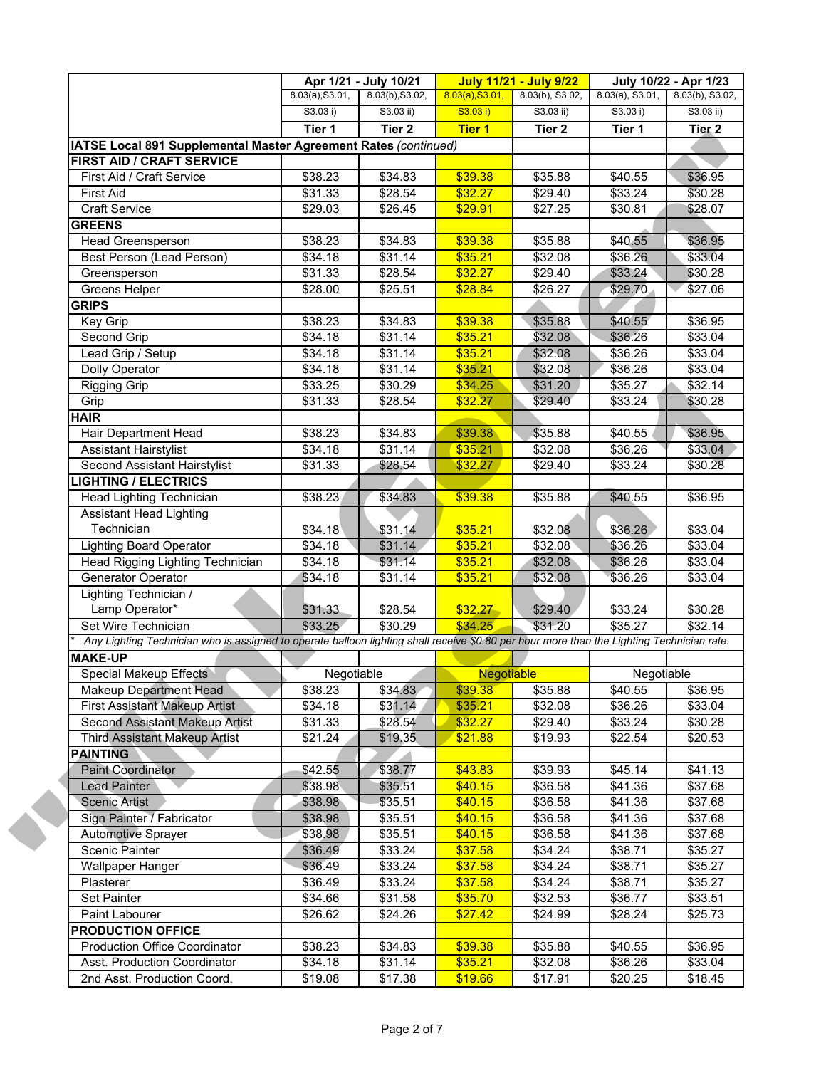| | Apr 1/21 - July 10/21 | | July 11/21 - July 9/22 | | July 10/22 - Apr 1/23 | |
|---|---|---|---|---|---|---|
| | 8.03(a),S3.01, S3.03 i) | 8.03(b),S3.02, S3.03 ii) | 8.03(a),S3.01, S3.03 i) | 8.03(b), S3.02, S3.03 ii) | 8.03(a), S3.01, S3.03 i) | 8.03(b), S3.02, S3.03 ii) |
| | **Tier 1** | **Tier 2** | **Tier 1** | **Tier 2** | **Tier 1** | **Tier 2** |
| **IATSE Local 891 Supplemental Master Agreement Rates** *(continued)* | | | | | | |
| **FIRST AID / CRAFT SERVICE** | | | | | | |
| First Aid / Craft Service | $38.23 | $34.83 | $39.38 | $35.88 | $40.55 | $36.95 |
| First Aid | $31.33 | $28.54 | $32.27 | $29.40 | $33.24 | $30.28 |
| Craft Service | $29.03 | $26.45 | $29.91 | $27.25 | $30.81 | $28.07 |
| **GREENS** | | | | | | |
| Head Greensperson | $38.23 | $34.83 | $39.38 | $35.88 | $40.55 | $36.95 |
| Best Person (Lead Person) | $34.18 | $31.14 | $35.21 | $32.08 | $36.26 | $33.04 |
| Greensperson | $31.33 | $28.54 | $32.27 | $29.40 | $33.24 | $30.28 |
| Greens Helper | $28.00 | $25.51 | $28.84 | $26.27 | $29.70 | $27.06 |
| **GRIPS** | | | | | | |
| Key Grip | $38.23 | $34.83 | $39.38 | $35.88 | $40.55 | $36.95 |
| Second Grip | $34.18 | $31.14 | $35.21 | $32.08 | $36.26 | $33.04 |
| Lead Grip / Setup | $34.18 | $31.14 | $35.21 | $32.08 | $36.26 | $33.04 |
| Dolly Operator | $34.18 | $31.14 | $35.21 | $32.08 | $36.26 | $33.04 |
| Rigging Grip | $33.25 | $30.29 | $34.25 | $31.20 | $35.27 | $32.14 |
| Grip | $31.33 | $28.54 | $32.27 | $29.40 | $33.24 | $30.28 |
| **HAIR** | | | | | | |
| Hair Department Head | $38.23 | $34.83 | $39.38 | $35.88 | $40.55 | $36.95 |
| Assistant Hairstylist | $34.18 | $31.14 | $35.21 | $32.08 | $36.26 | $33.04 |
| Second Assistant Hairstylist | $31.33 | $28.54 | $32.27 | $29.40 | $33.24 | $30.28 |
| **LIGHTING / ELECTRICS** | | | | | | |
| Head Lighting Technician | $38.23 | $34.83 | $39.38 | $35.88 | $40.55 | $36.95 |
| Assistant Head Lighting Technician | $34.18 | $31.14 | $35.21 | $32.08 | $36.26 | $33.04 |
| Lighting Board Operator | $34.18 | $31.14 | $35.21 | $32.08 | $36.26 | $33.04 |
| Head Rigging Lighting Technician | $34.18 | $31.14 | $35.21 | $32.08 | $36.26 | $33.04 |
| Generator Operator | $34.18 | $31.14 | $35.21 | $32.08 | $36.26 | $33.04 |
| Lighting Technician / Lamp Operator* | $31.33 | $28.54 | $32.27 | $29.40 | $33.24 | $30.28 |
| Set Wire Technician | $33.25 | $30.29 | $34.25 | $31.20 | $35.27 | $32.14 |
| *\* Any Lighting Technician who is assigned to operate balloon lighting shall receive $0.80 per hour more than the Lighting Technician rate.* | | | | | | |
| **MAKE-UP** | | | | | | |
| Special Makeup Effects | Negotiable | | Negotiable | | Negotiable | |
| Makeup Department Head | $38.23 | $34.83 | $39.38 | $35.88 | $40.55 | $36.95 |
| First Assistant Makeup Artist | $34.18 | $31.14 | $35.21 | $32.08 | $36.26 | $33.04 |
| Second Assistant Makeup Artist | $31.33 | $28.54 | $32.27 | $29.40 | $33.24 | $30.28 |
| Third Assistant Makeup Artist | $21.24 | $19.35 | $21.88 | $19.93 | $22.54 | $20.53 |
| **PAINTING** | | | | | | |
| Paint Coordinator | $42.55 | $38.77 | $43.83 | $39.93 | $45.14 | $41.13 |
| Lead Painter | $38.98 | $35.51 | $40.15 | $36.58 | $41.36 | $37.68 |
| Scenic Artist | $38.98 | $35.51 | $40.15 | $36.58 | $41.36 | $37.68 |
| Sign Painter / Fabricator | $38.98 | $35.51 | $40.15 | $36.58 | $41.36 | $37.68 |
| Automotive Sprayer | $38.98 | $35.51 | $40.15 | $36.58 | $41.36 | $37.68 |
| Scenic Painter | $36.49 | $33.24 | $37.58 | $34.24 | $38.71 | $35.27 |
| Wallpaper Hanger | $36.49 | $33.24 | $37.58 | $34.24 | $38.71 | $35.27 |
| Plasterer | $36.49 | $33.24 | $37.58 | $34.24 | $38.71 | $35.27 |
| Set Painter | $34.66 | $31.58 | $35.70 | $32.53 | $36.77 | $33.51 |
| Paint Labourer | $26.62 | $24.26 | $27.42 | $24.99 | $28.24 | $25.73 |
| **PRODUCTION OFFICE** | | | | | | |
| Production Office Coordinator | $38.23 | $34.83 | $39.38 | $35.88 | $40.55 | $36.95 |
| Asst. Production Coordinator | $34.18 | $31.14 | $35.21 | $32.08 | $36.26 | $33.04 |
| 2nd Asst. Production Coord. | $19.08 | $17.38 | $19.66 | $17.91 | $20.25 | $18.45 |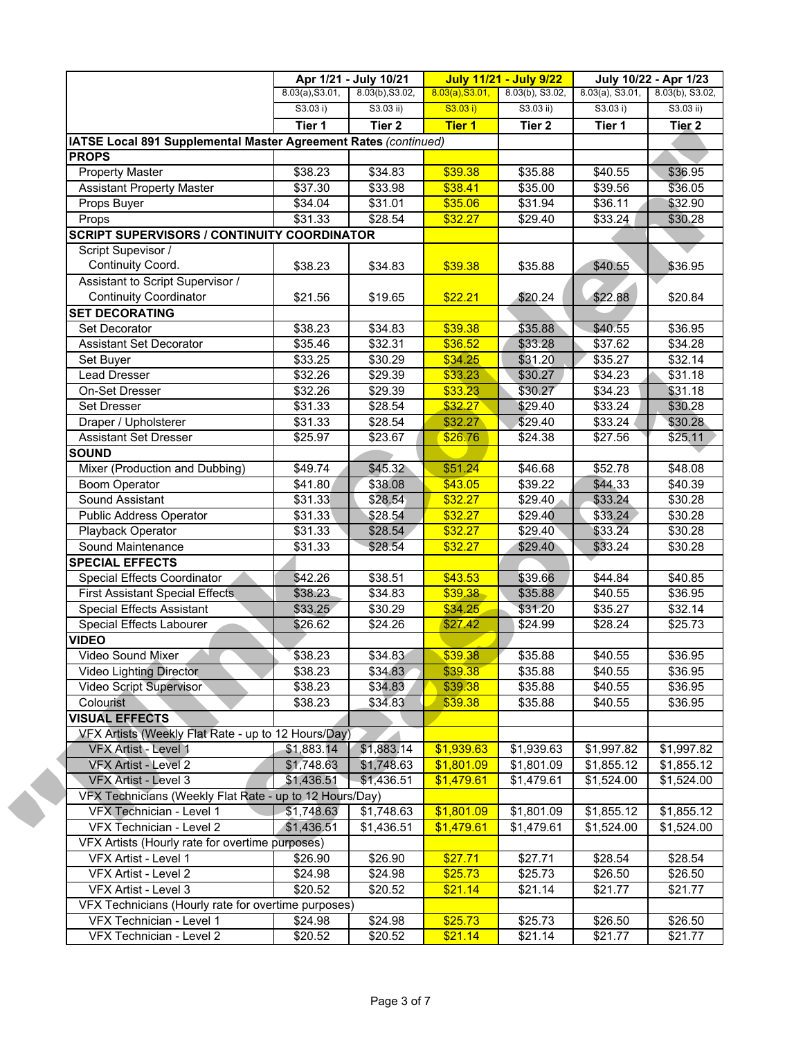| | Apr 1/21 - July 10/21 | | July 11/21 - July 9/22 | | July 10/22 - Apr 1/23 | |
|---|---|---|---|---|---|---|
| | 8.03(a),S3.01, S3.03 i) | 8.03(b),S3.02, S3.03 ii) | 8.03(a),S3.01, S3.03 i) | 8.03(b), S3.02, S3.03 ii) | 8.03(a), S3.01, S3.03 i) | 8.03(b), S3.02, S3.03 ii) |
| | **Tier 1** | **Tier 2** | **Tier 1** | **Tier 2** | **Tier 1** | **Tier 2** |
| **IATSE Local 891 Supplemental Master Agreement Rates** *(continued)* | | | | | | |
| **PROPS** | | | | | | |
| Property Master | $38.23 | $34.83 | $39.38 | $35.88 | $40.55 | $36.95 |
| Assistant Property Master | $37.30 | $33.98 | $38.41 | $35.00 | $39.56 | $36.05 |
| Props Buyer | $34.04 | $31.01 | $35.06 | $31.94 | $36.11 | $32.90 |
| Props | $31.33 | $28.54 | $32.27 | $29.40 | $33.24 | $30.28 |
| **SCRIPT SUPERVISORS / CONTINUITY COORDINATOR** | | | | | | |
| Script Supevisor / Continuity Coord. | $38.23 | $34.83 | $39.38 | $35.88 | $40.55 | $36.95 |
| Assistant to Script Supervisor / Continuity Coordinator | $21.56 | $19.65 | $22.21 | $20.24 | $22.88 | $20.84 |
| **SET DECORATING** | | | | | | |
| Set Decorator | $38.23 | $34.83 | $39.38 | $35.88 | $40.55 | $36.95 |
| Assistant Set Decorator | $35.46 | $32.31 | $36.52 | $33.28 | $37.62 | $34.28 |
| Set Buyer | $33.25 | $30.29 | $34.25 | $31.20 | $35.27 | $32.14 |
| Lead Dresser | $32.26 | $29.39 | $33.23 | $30.27 | $34.23 | $31.18 |
| On-Set Dresser | $32.26 | $29.39 | $33.23 | $30.27 | $34.23 | $31.18 |
| Set Dresser | $31.33 | $28.54 | $32.27 | $29.40 | $33.24 | $30.28 |
| Draper / Upholsterer | $31.33 | $28.54 | $32.27 | $29.40 | $33.24 | $30.28 |
| Assistant Set Dresser | $25.97 | $23.67 | $26.76 | $24.38 | $27.56 | $25.11 |
| **SOUND** | | | | | | |
| Mixer (Production and Dubbing) | $49.74 | $45.32 | $51.24 | $46.68 | $52.78 | $48.08 |
| Boom Operator | $41.80 | $38.08 | $43.05 | $39.22 | $44.33 | $40.39 |
| Sound Assistant | $31.33 | $28.54 | $32.27 | $29.40 | $33.24 | $30.28 |
| Public Address Operator | $31.33 | $28.54 | $32.27 | $29.40 | $33.24 | $30.28 |
| Playback Operator | $31.33 | $28.54 | $32.27 | $29.40 | $33.24 | $30.28 |
| Sound Maintenance | $31.33 | $28.54 | $32.27 | $29.40 | $33.24 | $30.28 |
| **SPECIAL EFFECTS** | | | | | | |
| Special Effects Coordinator | $42.26 | $38.51 | $43.53 | $39.66 | $44.84 | $40.85 |
| First Assistant Special Effects | $38.23 | $34.83 | $39.38 | $35.88 | $40.55 | $36.95 |
| Special Effects Assistant | $33.25 | $30.29 | $34.25 | $31.20 | $35.27 | $32.14 |
| Special Effects Labourer | $26.62 | $24.26 | $27.42 | $24.99 | $28.24 | $25.73 |
| **VIDEO** | | | | | | |
| Video Sound Mixer | $38.23 | $34.83 | $39.38 | $35.88 | $40.55 | $36.95 |
| Video Lighting Director | $38.23 | $34.83 | $39.38 | $35.88 | $40.55 | $36.95 |
| Video Script Supervisor | $38.23 | $34.83 | $39.38 | $35.88 | $40.55 | $36.95 |
| Colourist | $38.23 | $34.83 | $39.38 | $35.88 | $40.55 | $36.95 |
| **VISUAL EFFECTS** | | | | | | |
| VFX Artists (Weekly Flat Rate - up to 12 Hours/Day) | | | | | | |
| VFX Artist - Level 1 | $1,883.14 | $1,883.14 | $1,939.63 | $1,939.63 | $1,997.82 | $1,997.82 |
| VFX Artist - Level 2 | $1,748.63 | $1,748.63 | $1,801.09 | $1,801.09 | $1,855.12 | $1,855.12 |
| VFX Artist - Level 3 | $1,436.51 | $1,436.51 | $1,479.61 | $1,479.61 | $1,524.00 | $1,524.00 |
| VFX Technicians (Weekly Flat Rate - up to 12 Hours/Day) | | | | | | |
| VFX Technician - Level 1 | $1,748.63 | $1,748.63 | $1,801.09 | $1,801.09 | $1,855.12 | $1,855.12 |
| VFX Technician - Level 2 | $1,436.51 | $1,436.51 | $1,479.61 | $1,479.61 | $1,524.00 | $1,524.00 |
| VFX Artists (Hourly rate for overtime purposes) | | | | | | |
| VFX Artist - Level 1 | $26.90 | $26.90 | $27.71 | $27.71 | $28.54 | $28.54 |
| VFX Artist - Level 2 | $24.98 | $24.98 | $25.73 | $25.73 | $26.50 | $26.50 |
| VFX Artist - Level 3 | $20.52 | $20.52 | $21.14 | $21.14 | $21.77 | $21.77 |
| VFX Technicians (Hourly rate for overtime purposes) | | | | | | |
| VFX Technician - Level 1 | $24.98 | $24.98 | $25.73 | $25.73 | $26.50 | $26.50 |
| VFX Technician - Level 2 | $20.52 | $20.52 | $21.14 | $21.14 | $21.77 | $21.77 |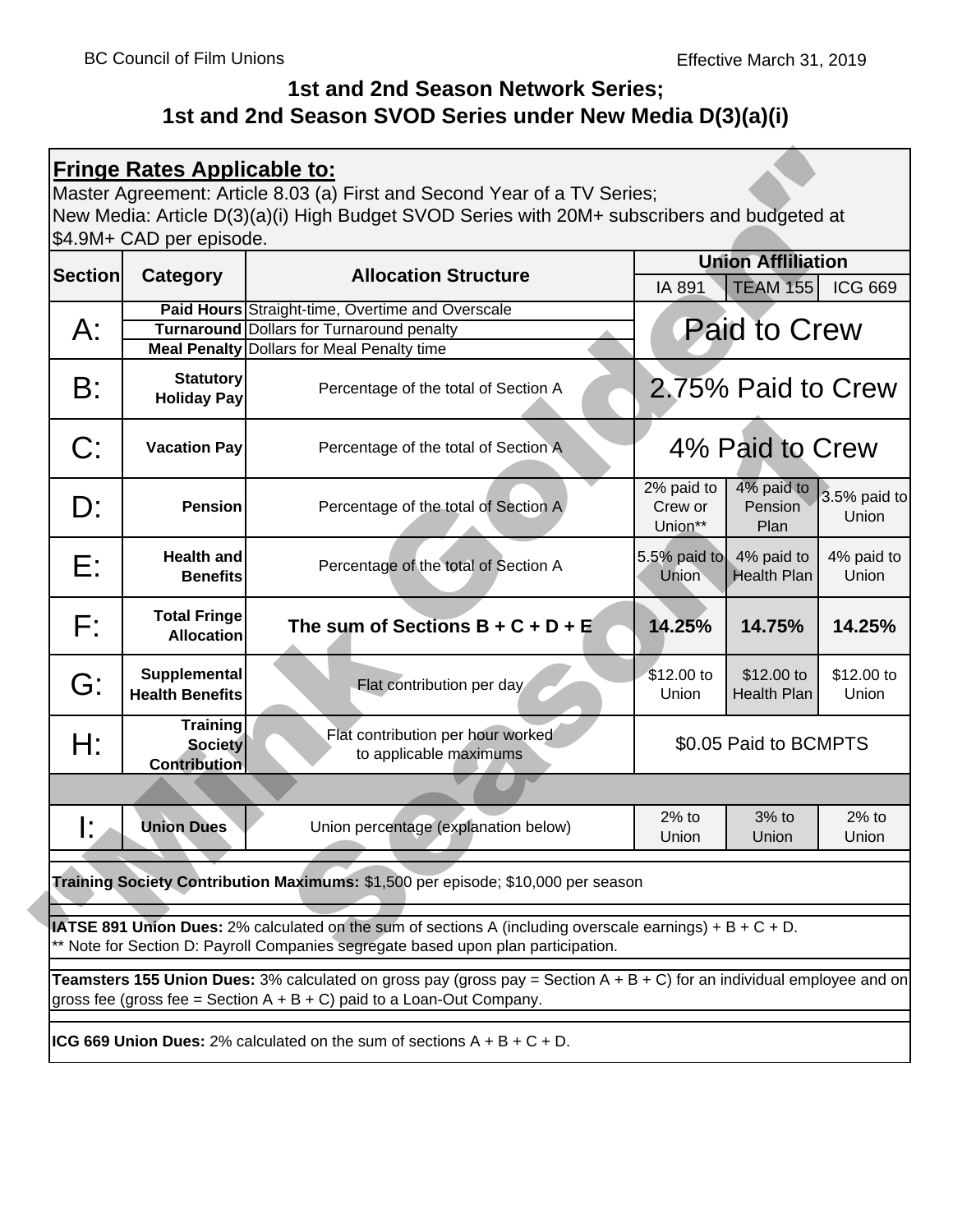BC Council of Film Unions

Effective March 31, 2019

## 1st and 2nd Season Network Series; 1st and 2nd Season SVOD Series under New Media D(3)(a)(i)

**Fringe Rates Applicable to:**
Master Agreement: Article 8.03 (a) First and Second Year of a TV Series;
New Media: Article D(3)(a)(i) High Budget SVOD Series with 20M+ subscribers and budgeted at $4.9M+ CAD per episode.

| Section | Category | | Allocation Structure | Union Affiliation | | |
|---|---|---|---|---|---|---|
| | | | | IA 891 | TEAM 155 | ICG 669 |
| A: | Paid Hours | | Straight-time, Overtime and Overscale | Paid to Crew | | |
| | Turnaround | | Dollars for Turnaround penalty | | | |
| | Meal Penalty | | Dollars for Meal Penalty time | | | |
| B: | Statutory Holiday Pay | | Percentage of the total of Section A | 2.75% Paid to Crew | | |
| C: | Vacation Pay | | Percentage of the total of Section A | 4% Paid to Crew | | |
| D: | Pension | | Percentage of the total of Section A | 2% paid to Crew or Union** | 4% paid to Pension Plan | 3.5% paid to Union |
| E: | Health and Benefits | | Percentage of the total of Section A | 5.5% paid to Union | 4% paid to Health Plan | 4% paid to Union |
| F: | Total Fringe Allocation | | **The sum of Sections B + C + D + E** | **14.25%** | **14.75%** | **14.25%** |
| G: | Supplemental Health Benefits | | Flat contribution per day | $12.00 to Union | $12.00 to Health Plan | $12.00 to Union |
| H: | Training Society Contribution | | Flat contribution per hour worked to applicable maximums | $0.05 Paid to BCMPTS | | |
| I: | Union Dues | | Union percentage (explanation below) | 2% to Union | 3% to Union | 2% to Union |

**Training Society Contribution Maximums:** $1,500 per episode; $10,000 per season

**IATSE 891 Union Dues:** 2% calculated on the sum of sections A (including overscale earnings) + B + C + D.
** Note for Section D: Payroll Companies segregate based upon plan participation.

**Teamsters 155 Union Dues:** 3% calculated on gross pay (gross pay = Section A + B + C) for an individual employee and on gross fee (gross fee = Section A + B + C) paid to a Loan-Out Company.

**ICG 669 Union Dues:** 2% calculated on the sum of sections A + B + C + D.